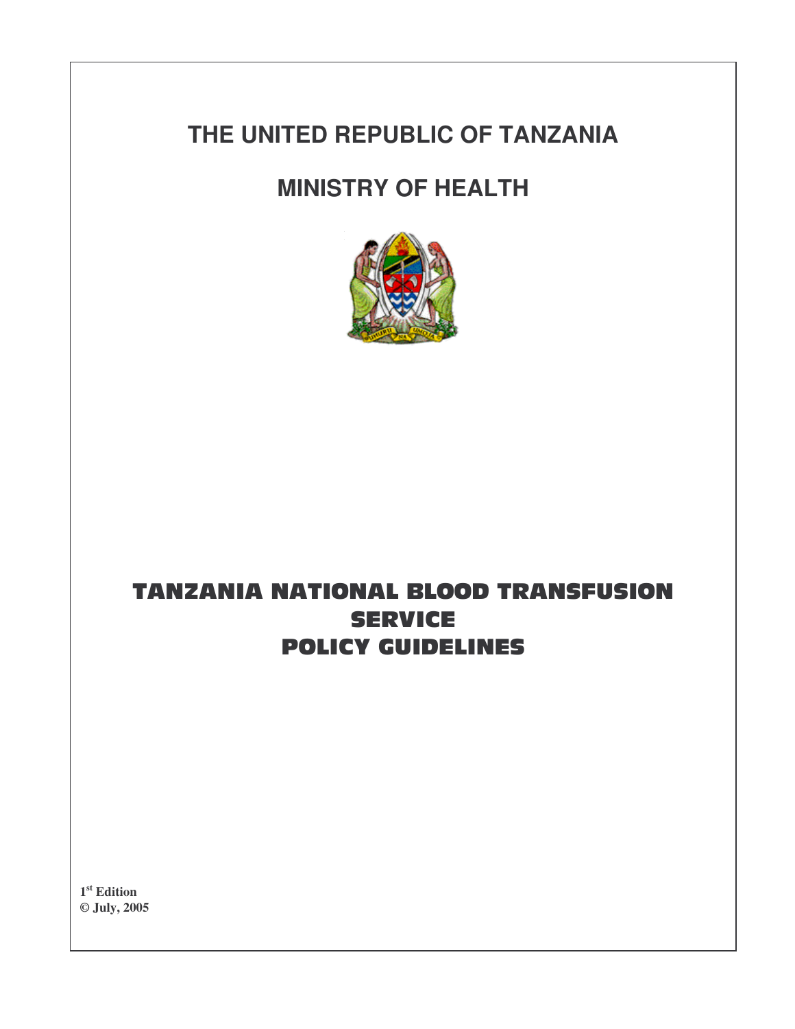# THE UNITED REPUBLIC OF TANZANIA

# MINISTRY OF HEALTH

# TANZANIA NATIONAL BLOOD TRANSFUSION SERVICE POLICY GUIDELINES

**1st Edition**
**© July, 2005**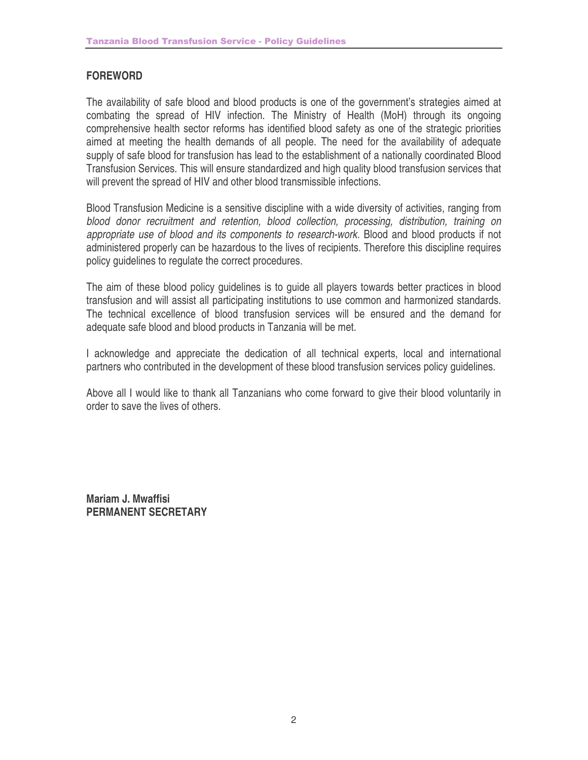## FOREWORD

The availability of safe blood and blood products is one of the government's strategies aimed at combating the spread of HIV infection. The Ministry of Health (MoH) through its ongoing comprehensive health sector reforms has identified blood safety as one of the strategic priorities aimed at meeting the health demands of all people. The need for the availability of adequate supply of safe blood for transfusion has lead to the establishment of a nationally coordinated Blood Transfusion Services. This will ensure standardized and high quality blood transfusion services that will prevent the spread of HIV and other blood transmissible infections.

Blood Transfusion Medicine is a sensitive discipline with a wide diversity of activities, ranging from *blood donor recruitment and retention, blood collection, processing, distribution, training on appropriate use of blood and its components to research-work.* Blood and blood products if not administered properly can be hazardous to the lives of recipients. Therefore this discipline requires policy guidelines to regulate the correct procedures.

The aim of these blood policy guidelines is to guide all players towards better practices in blood transfusion and will assist all participating institutions to use common and harmonized standards. The technical excellence of blood transfusion services will be ensured and the demand for adequate safe blood and blood products in Tanzania will be met.

I acknowledge and appreciate the dedication of all technical experts, local and international partners who contributed in the development of these blood transfusion services policy guidelines.

Above all I would like to thank all Tanzanians who come forward to give their blood voluntarily in order to save the lives of others.

**Mariam J. Mwaffisi**
**PERMANENT SECRETARY**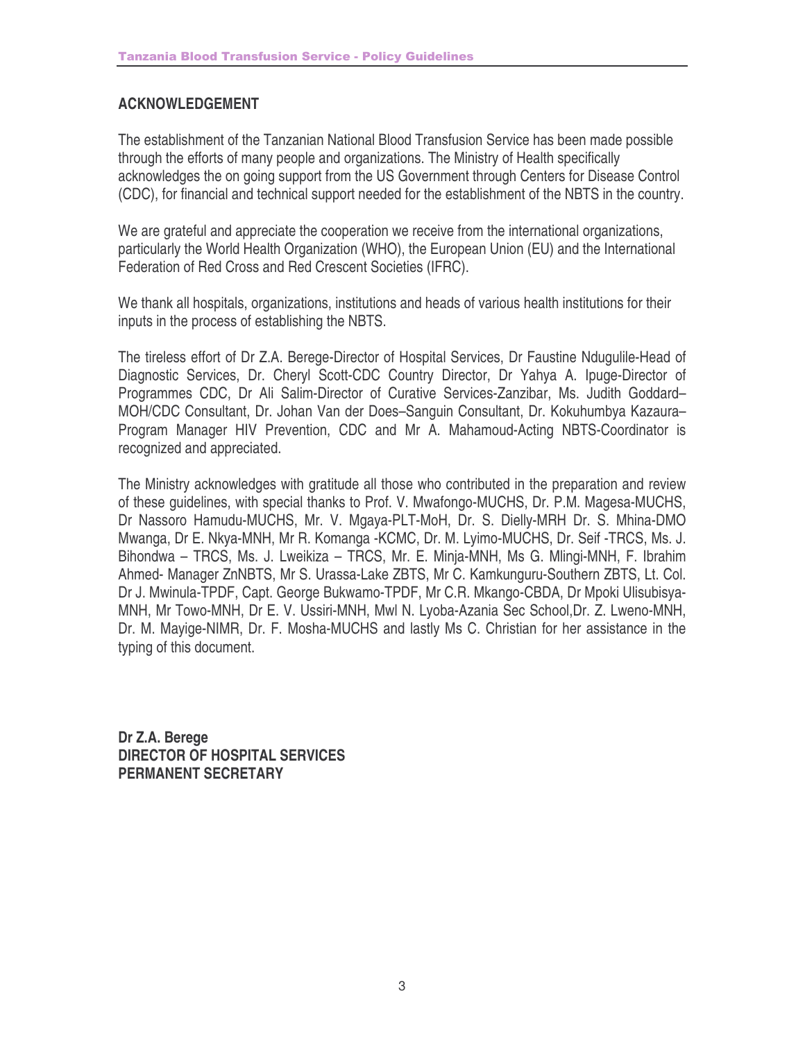## ACKNOWLEDGEMENT

The establishment of the Tanzanian National Blood Transfusion Service has been made possible through the efforts of many people and organizations. The Ministry of Health specifically acknowledges the on going support from the US Government through Centers for Disease Control (CDC), for financial and technical support needed for the establishment of the NBTS in the country.

We are grateful and appreciate the cooperation we receive from the international organizations, particularly the World Health Organization (WHO), the European Union (EU) and the International Federation of Red Cross and Red Crescent Societies (IFRC).

We thank all hospitals, organizations, institutions and heads of various health institutions for their inputs in the process of establishing the NBTS.

The tireless effort of Dr Z.A. Berege-Director of Hospital Services, Dr Faustine Ndugulile-Head of Diagnostic Services, Dr. Cheryl Scott-CDC Country Director, Dr Yahya A. Ipuge-Director of Programmes CDC, Dr Ali Salim-Director of Curative Services-Zanzibar, Ms. Judith Goddard–MOH/CDC Consultant, Dr. Johan Van der Does–Sanguin Consultant, Dr. Kokuhumbya Kazaura–Program Manager HIV Prevention, CDC and Mr A. Mahamoud-Acting NBTS-Coordinator is recognized and appreciated.

The Ministry acknowledges with gratitude all those who contributed in the preparation and review of these guidelines, with special thanks to Prof. V. Mwafongo-MUCHS, Dr. P.M. Magesa-MUCHS, Dr Nassoro Hamudu-MUCHS, Mr. V. Mgaya-PLT-MoH, Dr. S. Dielly-MRH Dr. S. Mhina-DMO Mwanga, Dr E. Nkya-MNH, Mr R. Komanga -KCMC, Dr. M. Lyimo-MUCHS, Dr. Seif -TRCS, Ms. J. Bihondwa – TRCS, Ms. J. Lweikiza – TRCS, Mr. E. Minja-MNH, Ms G. Mlingi-MNH, F. Ibrahim Ahmed- Manager ZnNBTS, Mr S. Urassa-Lake ZBTS, Mr C. Kamkunguru-Southern ZBTS, Lt. Col. Dr J. Mwinula-TPDF, Capt. George Bukwamo-TPDF, Mr C.R. Mkango-CBDA, Dr Mpoki Ulisubisya-MNH, Mr Towo-MNH, Dr E. V. Ussiri-MNH, Mwl N. Lyoba-Azania Sec School,Dr. Z. Lweno-MNH, Dr. M. Mayige-NIMR, Dr. F. Mosha-MUCHS and lastly Ms C. Christian for her assistance in the typing of this document.

**Dr Z.A. Berege**
**DIRECTOR OF HOSPITAL SERVICES**
**PERMANENT SECRETARY**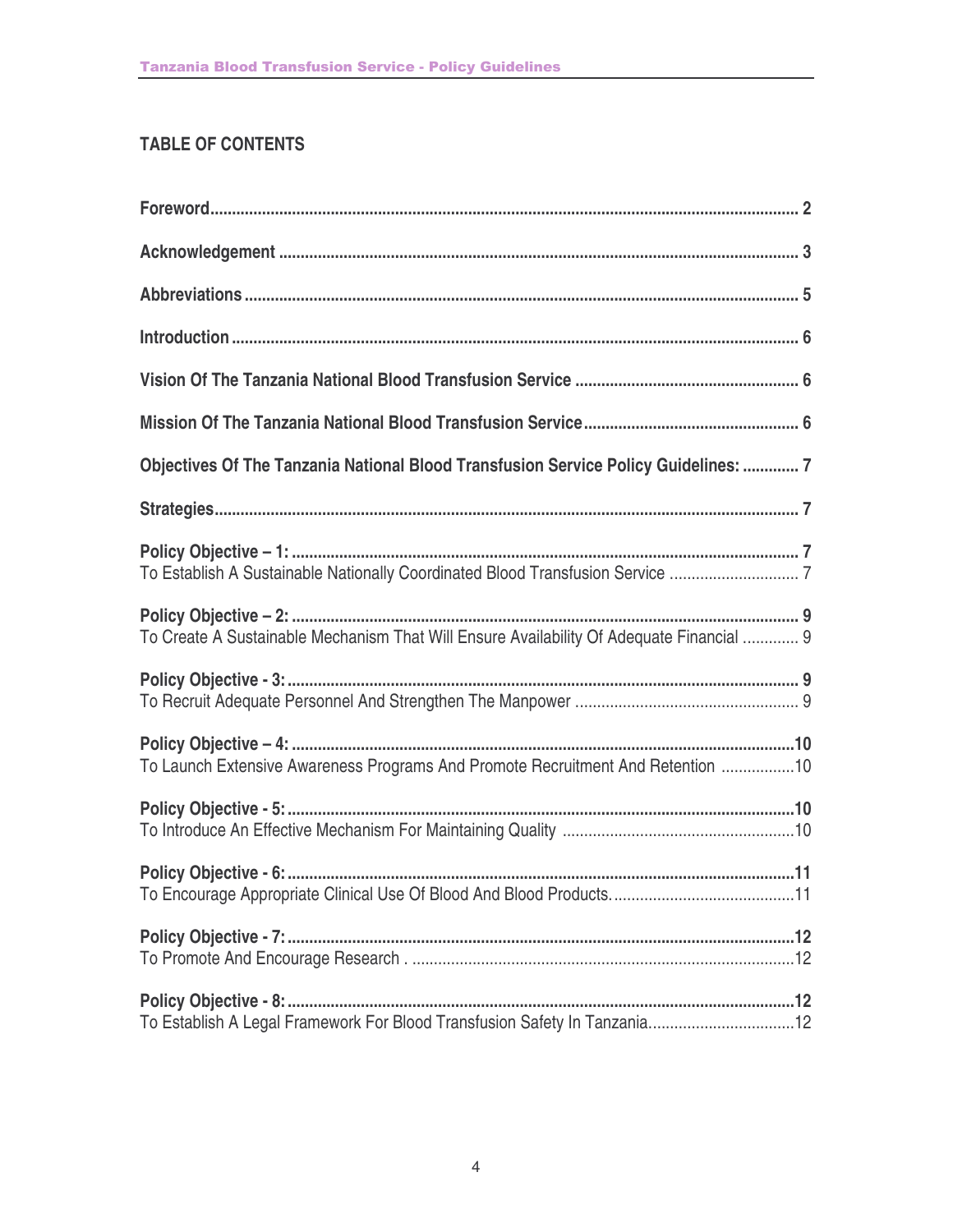## TABLE OF CONTENTS

**Foreword** .......... **2**

**Acknowledgement** .......... **3**

**Abbreviations** .......... **5**

**Introduction** .......... **6**

**Vision Of The Tanzania National Blood Transfusion Service** .......... **6**

**Mission Of The Tanzania National Blood Transfusion Service** .......... **6**

**Objectives Of The Tanzania National Blood Transfusion Service Policy Guidelines:** .......... **7**

**Strategies** .......... **7**

**Policy Objective – 1:** .......... **7**
To Establish A Sustainable Nationally Coordinated Blood Transfusion Service .......... 7

**Policy Objective – 2:** .......... **9**
To Create A Sustainable Mechanism That Will Ensure Availability Of Adequate Financial .......... 9

**Policy Objective - 3:** .......... **9**
To Recruit Adequate Personnel And Strengthen The Manpower .......... 9

**Policy Objective – 4:** .......... **10**
To Launch Extensive Awareness Programs And Promote Recruitment And Retention .......... 10

**Policy Objective - 5:** .......... **10**
To Introduce An Effective Mechanism For Maintaining Quality .......... 10

**Policy Objective - 6:** .......... **11**
To Encourage Appropriate Clinical Use Of Blood And Blood Products. .......... 11

**Policy Objective - 7:** .......... **12**
To Promote And Encourage Research . .......... 12

**Policy Objective - 8:** .......... **12**
To Establish A Legal Framework For Blood Transfusion Safety In Tanzania. .......... 12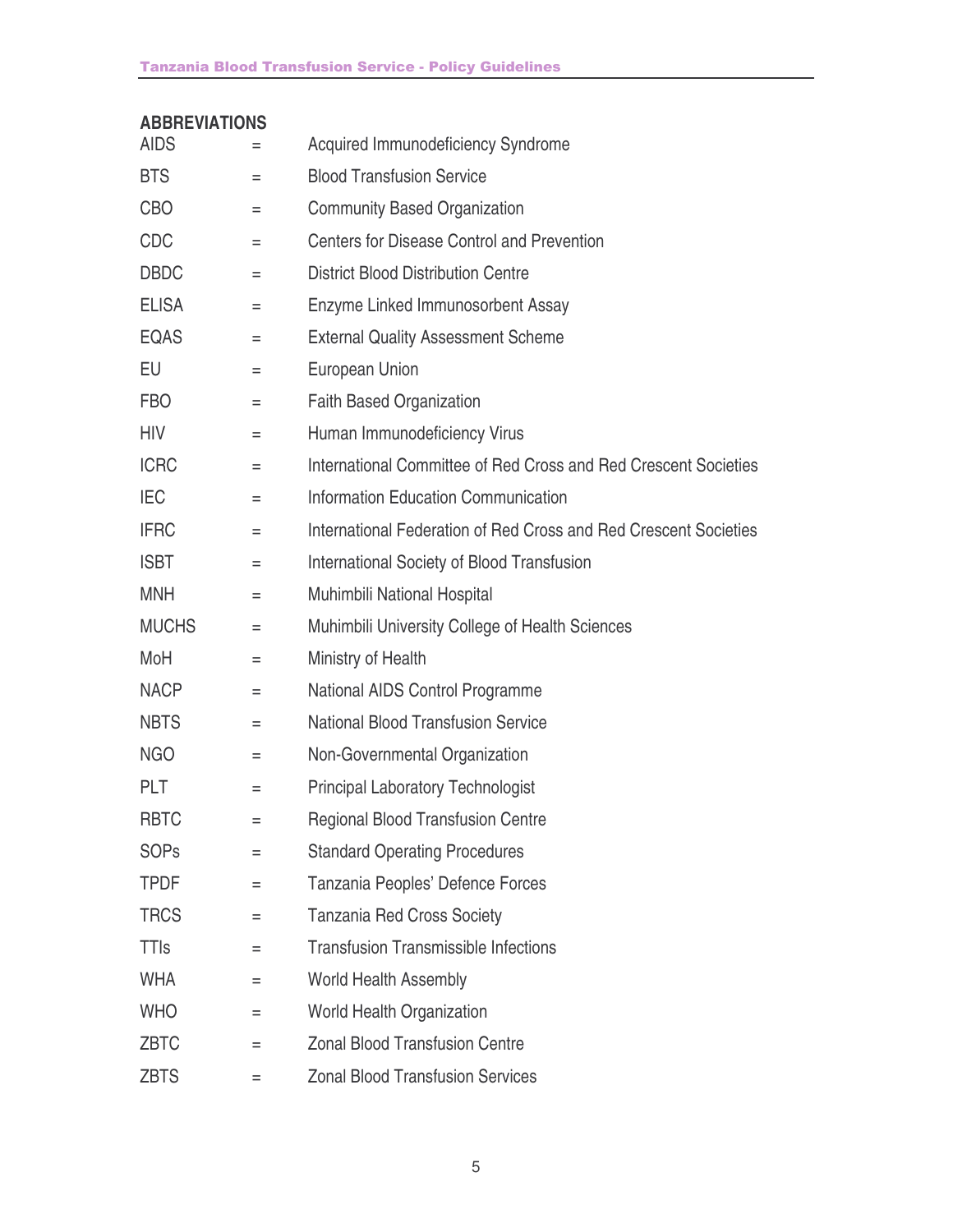## ABBREVIATIONS

| | | |
|---|---|---|
| AIDS | = | Acquired Immunodeficiency Syndrome |
| BTS | = | Blood Transfusion Service |
| CBO | = | Community Based Organization |
| CDC | = | Centers for Disease Control and Prevention |
| DBDC | = | District Blood Distribution Centre |
| ELISA | = | Enzyme Linked Immunosorbent Assay |
| EQAS | = | External Quality Assessment Scheme |
| EU | = | European Union |
| FBO | = | Faith Based Organization |
| HIV | = | Human Immunodeficiency Virus |
| ICRC | = | International Committee of Red Cross and Red Crescent Societies |
| IEC | = | Information Education Communication |
| IFRC | = | International Federation of Red Cross and Red Crescent Societies |
| ISBT | = | International Society of Blood Transfusion |
| MNH | = | Muhimbili National Hospital |
| MUCHS | = | Muhimbili University College of Health Sciences |
| MoH | = | Ministry of Health |
| NACP | = | National AIDS Control Programme |
| NBTS | = | National Blood Transfusion Service |
| NGO | = | Non-Governmental Organization |
| PLT | = | Principal Laboratory Technologist |
| RBTC | = | Regional Blood Transfusion Centre |
| SOPs | = | Standard Operating Procedures |
| TPDF | = | Tanzania Peoples' Defence Forces |
| TRCS | = | Tanzania Red Cross Society |
| TTIs | = | Transfusion Transmissible Infections |
| WHA | = | World Health Assembly |
| WHO | = | World Health Organization |
| ZBTC | = | Zonal Blood Transfusion Centre |
| ZBTS | = | Zonal Blood Transfusion Services |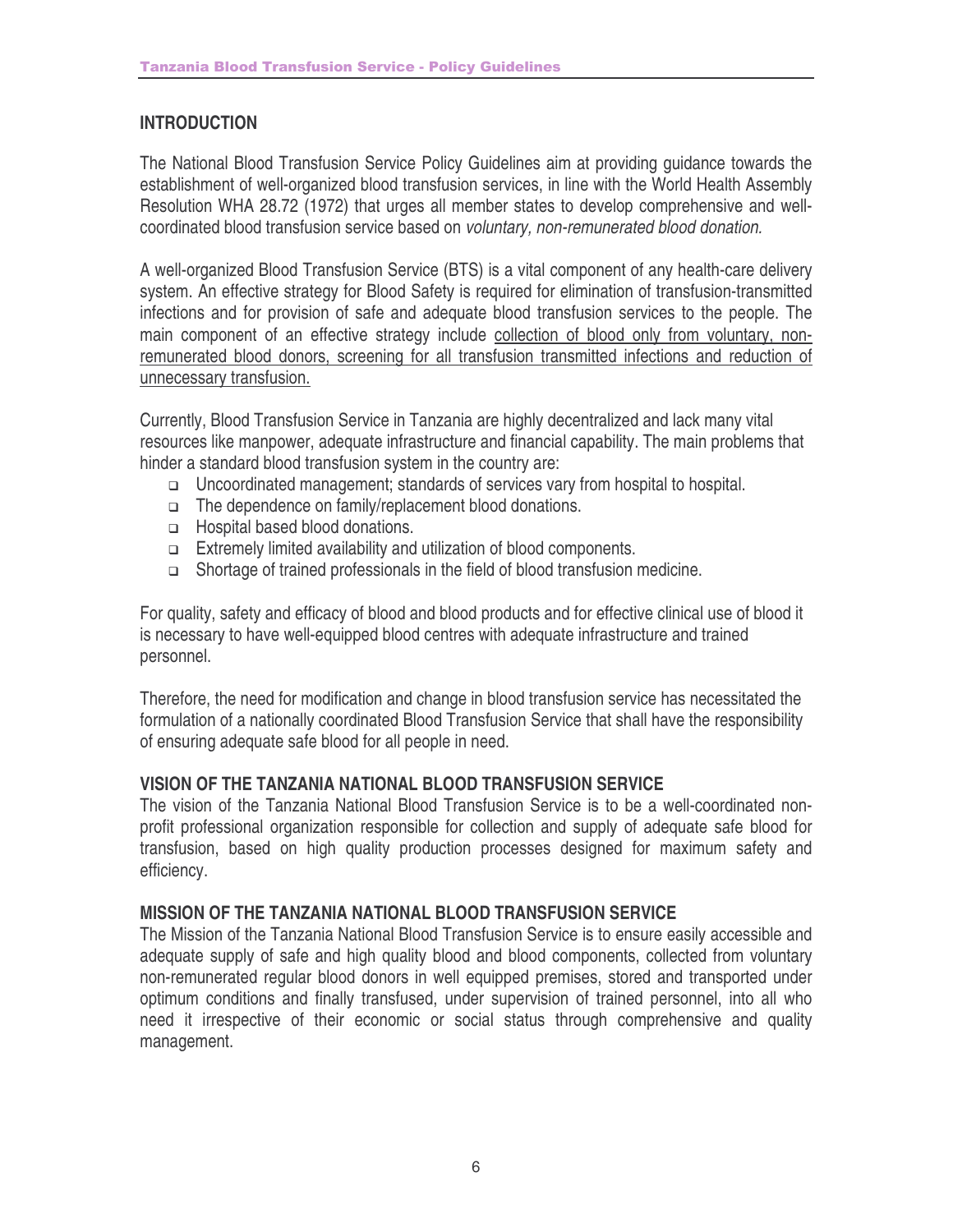## INTRODUCTION

The National Blood Transfusion Service Policy Guidelines aim at providing guidance towards the establishment of well-organized blood transfusion services, in line with the World Health Assembly Resolution WHA 28.72 (1972) that urges all member states to develop comprehensive and well-coordinated blood transfusion service based on *voluntary, non-remunerated blood donation.*

A well-organized Blood Transfusion Service (BTS) is a vital component of any health-care delivery system. An effective strategy for Blood Safety is required for elimination of transfusion-transmitted infections and for provision of safe and adequate blood transfusion services to the people. The main component of an effective strategy include <u>collection of blood only from voluntary, non-remunerated blood donors, screening for all transfusion transmitted infections and reduction of unnecessary transfusion.</u>

Currently, Blood Transfusion Service in Tanzania are highly decentralized and lack many vital resources like manpower, adequate infrastructure and financial capability. The main problems that hinder a standard blood transfusion system in the country are:

- Uncoordinated management; standards of services vary from hospital to hospital.
- The dependence on family/replacement blood donations.
- Hospital based blood donations.
- Extremely limited availability and utilization of blood components.
- Shortage of trained professionals in the field of blood transfusion medicine.

For quality, safety and efficacy of blood and blood products and for effective clinical use of blood it is necessary to have well-equipped blood centres with adequate infrastructure and trained personnel.

Therefore, the need for modification and change in blood transfusion service has necessitated the formulation of a nationally coordinated Blood Transfusion Service that shall have the responsibility of ensuring adequate safe blood for all people in need.

## VISION OF THE TANZANIA NATIONAL BLOOD TRANSFUSION SERVICE

The vision of the Tanzania National Blood Transfusion Service is to be a well-coordinated non-profit professional organization responsible for collection and supply of adequate safe blood for transfusion, based on high quality production processes designed for maximum safety and efficiency.

## MISSION OF THE TANZANIA NATIONAL BLOOD TRANSFUSION SERVICE

The Mission of the Tanzania National Blood Transfusion Service is to ensure easily accessible and adequate supply of safe and high quality blood and blood components, collected from voluntary non-remunerated regular blood donors in well equipped premises, stored and transported under optimum conditions and finally transfused, under supervision of trained personnel, into all who need it irrespective of their economic or social status through comprehensive and quality management.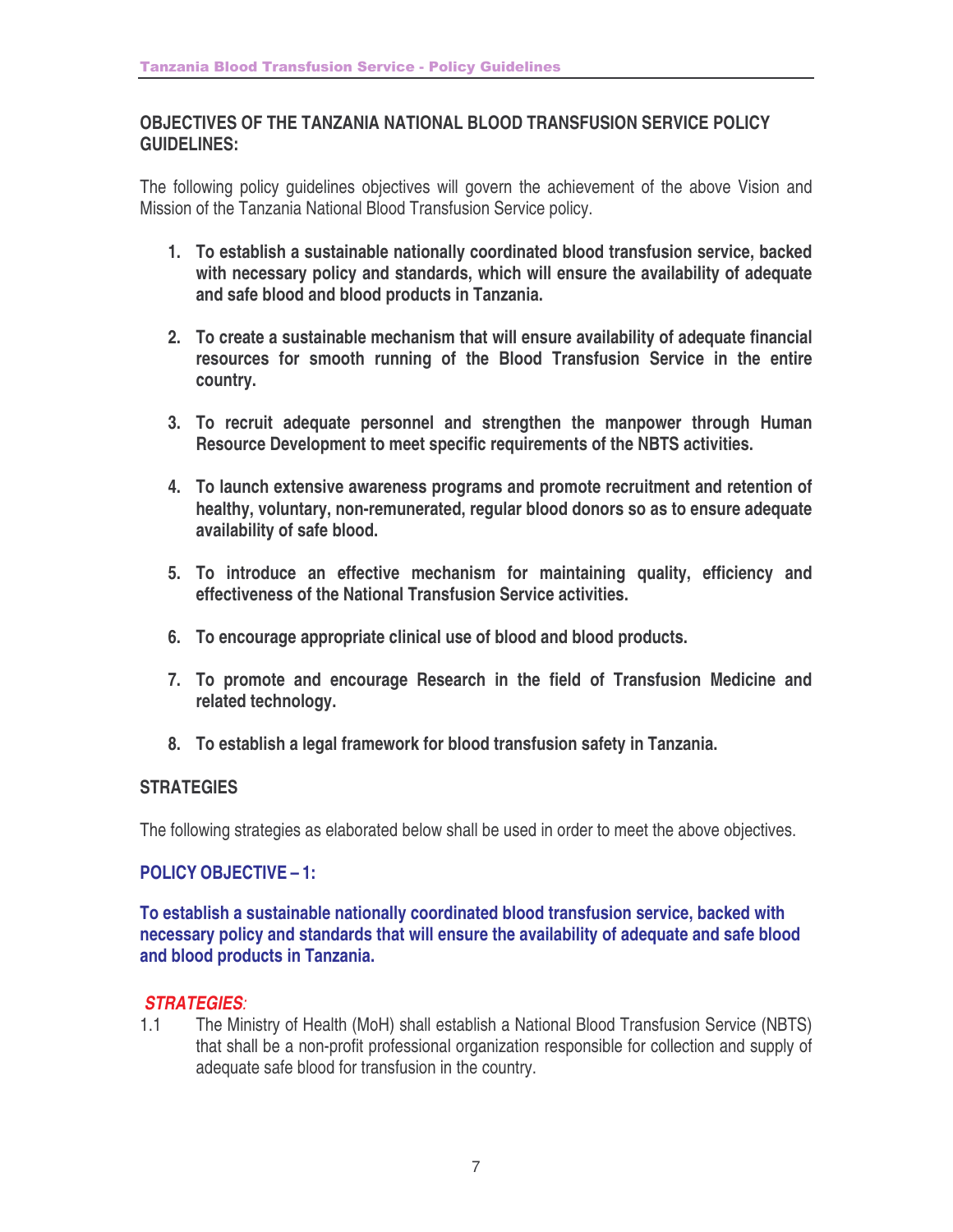## OBJECTIVES OF THE TANZANIA NATIONAL BLOOD TRANSFUSION SERVICE POLICY GUIDELINES:

The following policy guidelines objectives will govern the achievement of the above Vision and Mission of the Tanzania National Blood Transfusion Service policy.

1. **To establish a sustainable nationally coordinated blood transfusion service, backed with necessary policy and standards, which will ensure the availability of adequate and safe blood and blood products in Tanzania.**

2. **To create a sustainable mechanism that will ensure availability of adequate financial resources for smooth running of the Blood Transfusion Service in the entire country.**

3. **To recruit adequate personnel and strengthen the manpower through Human Resource Development to meet specific requirements of the NBTS activities.**

4. **To launch extensive awareness programs and promote recruitment and retention of healthy, voluntary, non-remunerated, regular blood donors so as to ensure adequate availability of safe blood.**

5. **To introduce an effective mechanism for maintaining quality, efficiency and effectiveness of the National Transfusion Service activities.**

6. **To encourage appropriate clinical use of blood and blood products.**

7. **To promote and encourage Research in the field of Transfusion Medicine and related technology.**

8. **To establish a legal framework for blood transfusion safety in Tanzania.**

## STRATEGIES

The following strategies as elaborated below shall be used in order to meet the above objectives.

### POLICY OBJECTIVE – 1:

**To establish a sustainable nationally coordinated blood transfusion service, backed with necessary policy and standards that will ensure the availability of adequate and safe blood and blood products in Tanzania.**

***STRATEGIES:***

1.1 The Ministry of Health (MoH) shall establish a National Blood Transfusion Service (NBTS) that shall be a non-profit professional organization responsible for collection and supply of adequate safe blood for transfusion in the country.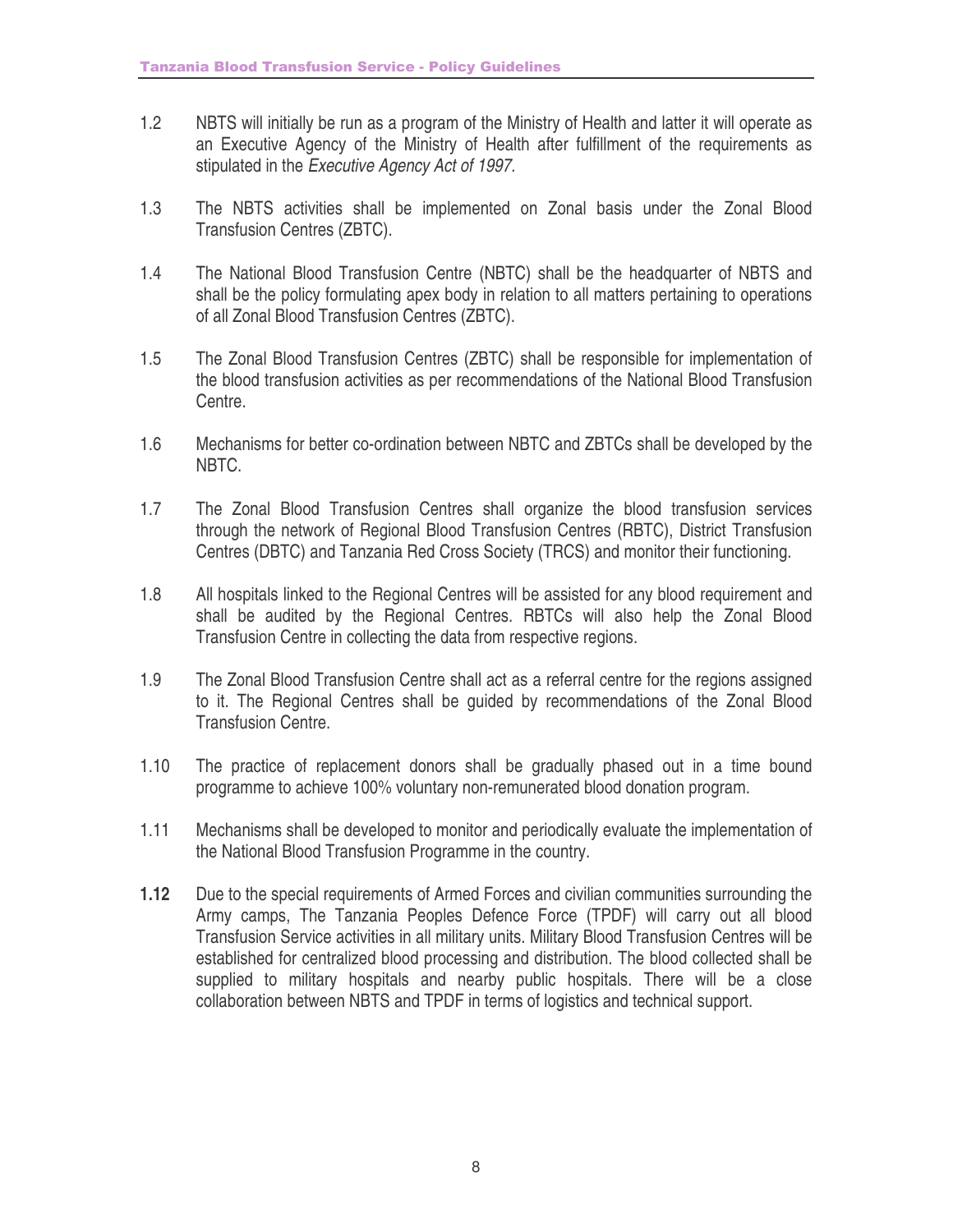1.2 NBTS will initially be run as a program of the Ministry of Health and latter it will operate as an Executive Agency of the Ministry of Health after fulfillment of the requirements as stipulated in the *Executive Agency Act of 1997.*

1.3 The NBTS activities shall be implemented on Zonal basis under the Zonal Blood Transfusion Centres (ZBTC).

1.4 The National Blood Transfusion Centre (NBTC) shall be the headquarter of NBTS and shall be the policy formulating apex body in relation to all matters pertaining to operations of all Zonal Blood Transfusion Centres (ZBTC).

1.5 The Zonal Blood Transfusion Centres (ZBTC) shall be responsible for implementation of the blood transfusion activities as per recommendations of the National Blood Transfusion Centre.

1.6 Mechanisms for better co-ordination between NBTC and ZBTCs shall be developed by the NBTC.

1.7 The Zonal Blood Transfusion Centres shall organize the blood transfusion services through the network of Regional Blood Transfusion Centres (RBTC), District Transfusion Centres (DBTC) and Tanzania Red Cross Society (TRCS) and monitor their functioning.

1.8 All hospitals linked to the Regional Centres will be assisted for any blood requirement and shall be audited by the Regional Centres. RBTCs will also help the Zonal Blood Transfusion Centre in collecting the data from respective regions.

1.9 The Zonal Blood Transfusion Centre shall act as a referral centre for the regions assigned to it. The Regional Centres shall be guided by recommendations of the Zonal Blood Transfusion Centre.

1.10 The practice of replacement donors shall be gradually phased out in a time bound programme to achieve 100% voluntary non-remunerated blood donation program.

1.11 Mechanisms shall be developed to monitor and periodically evaluate the implementation of the National Blood Transfusion Programme in the country.

**1.12** Due to the special requirements of Armed Forces and civilian communities surrounding the Army camps, The Tanzania Peoples Defence Force (TPDF) will carry out all blood Transfusion Service activities in all military units. Military Blood Transfusion Centres will be established for centralized blood processing and distribution. The blood collected shall be supplied to military hospitals and nearby public hospitals. There will be a close collaboration between NBTS and TPDF in terms of logistics and technical support.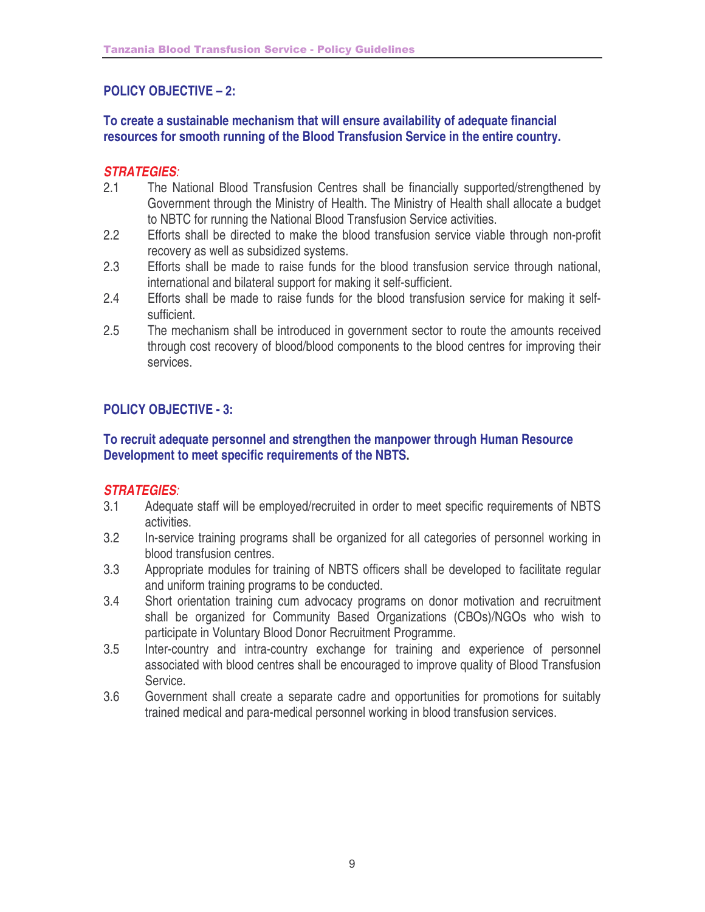## POLICY OBJECTIVE – 2:

**To create a sustainable mechanism that will ensure availability of adequate financial resources for smooth running of the Blood Transfusion Service in the entire country.**

***STRATEGIES:***

2.1 The National Blood Transfusion Centres shall be financially supported/strengthened by Government through the Ministry of Health. The Ministry of Health shall allocate a budget to NBTC for running the National Blood Transfusion Service activities.

2.2 Efforts shall be directed to make the blood transfusion service viable through non-profit recovery as well as subsidized systems.

2.3 Efforts shall be made to raise funds for the blood transfusion service through national, international and bilateral support for making it self-sufficient.

2.4 Efforts shall be made to raise funds for the blood transfusion service for making it self-sufficient.

2.5 The mechanism shall be introduced in government sector to route the amounts received through cost recovery of blood/blood components to the blood centres for improving their services.

## POLICY OBJECTIVE - 3:

**To recruit adequate personnel and strengthen the manpower through Human Resource Development to meet specific requirements of the NBTS.**

***STRATEGIES:***

3.1 Adequate staff will be employed/recruited in order to meet specific requirements of NBTS activities.

3.2 In-service training programs shall be organized for all categories of personnel working in blood transfusion centres.

3.3 Appropriate modules for training of NBTS officers shall be developed to facilitate regular and uniform training programs to be conducted.

3.4 Short orientation training cum advocacy programs on donor motivation and recruitment shall be organized for Community Based Organizations (CBOs)/NGOs who wish to participate in Voluntary Blood Donor Recruitment Programme.

3.5 Inter-country and intra-country exchange for training and experience of personnel associated with blood centres shall be encouraged to improve quality of Blood Transfusion Service.

3.6 Government shall create a separate cadre and opportunities for promotions for suitably trained medical and para-medical personnel working in blood transfusion services.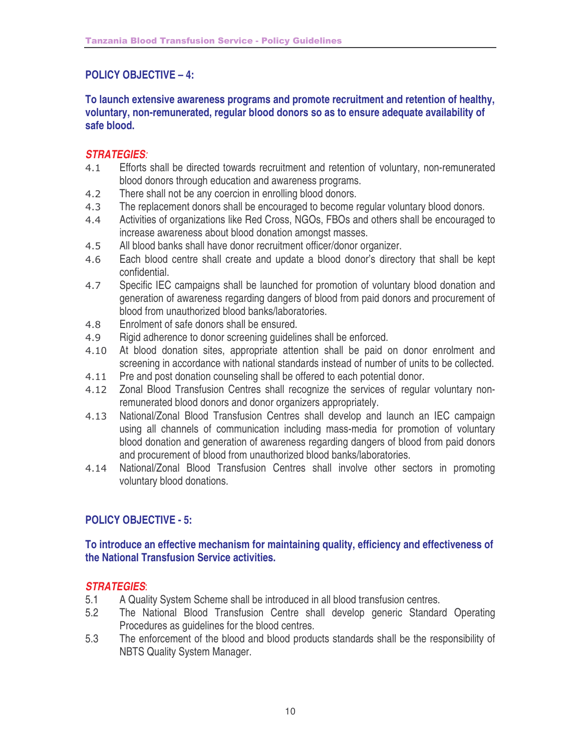## POLICY OBJECTIVE – 4:

**To launch extensive awareness programs and promote recruitment and retention of healthy, voluntary, non-remunerated, regular blood donors so as to ensure adequate availability of safe blood.**

***STRATEGIES:***

4.1 Efforts shall be directed towards recruitment and retention of voluntary, non-remunerated blood donors through education and awareness programs.

4.2 There shall not be any coercion in enrolling blood donors.

4.3 The replacement donors shall be encouraged to become regular voluntary blood donors.

4.4 Activities of organizations like Red Cross, NGOs, FBOs and others shall be encouraged to increase awareness about blood donation amongst masses.

4.5 All blood banks shall have donor recruitment officer/donor organizer.

4.6 Each blood centre shall create and update a blood donor's directory that shall be kept confidential.

4.7 Specific IEC campaigns shall be launched for promotion of voluntary blood donation and generation of awareness regarding dangers of blood from paid donors and procurement of blood from unauthorized blood banks/laboratories.

4.8 Enrolment of safe donors shall be ensured.

4.9 Rigid adherence to donor screening guidelines shall be enforced.

4.10 At blood donation sites, appropriate attention shall be paid on donor enrolment and screening in accordance with national standards instead of number of units to be collected.

4.11 Pre and post donation counseling shall be offered to each potential donor.

4.12 Zonal Blood Transfusion Centres shall recognize the services of regular voluntary non-remunerated blood donors and donor organizers appropriately.

4.13 National/Zonal Blood Transfusion Centres shall develop and launch an IEC campaign using all channels of communication including mass-media for promotion of voluntary blood donation and generation of awareness regarding dangers of blood from paid donors and procurement of blood from unauthorized blood banks/laboratories.

4.14 National/Zonal Blood Transfusion Centres shall involve other sectors in promoting voluntary blood donations.

## POLICY OBJECTIVE - 5:

**To introduce an effective mechanism for maintaining quality, efficiency and effectiveness of the National Transfusion Service activities.**

***STRATEGIES:***

5.1 A Quality System Scheme shall be introduced in all blood transfusion centres.

5.2 The National Blood Transfusion Centre shall develop generic Standard Operating Procedures as guidelines for the blood centres.

5.3 The enforcement of the blood and blood products standards shall be the responsibility of NBTS Quality System Manager.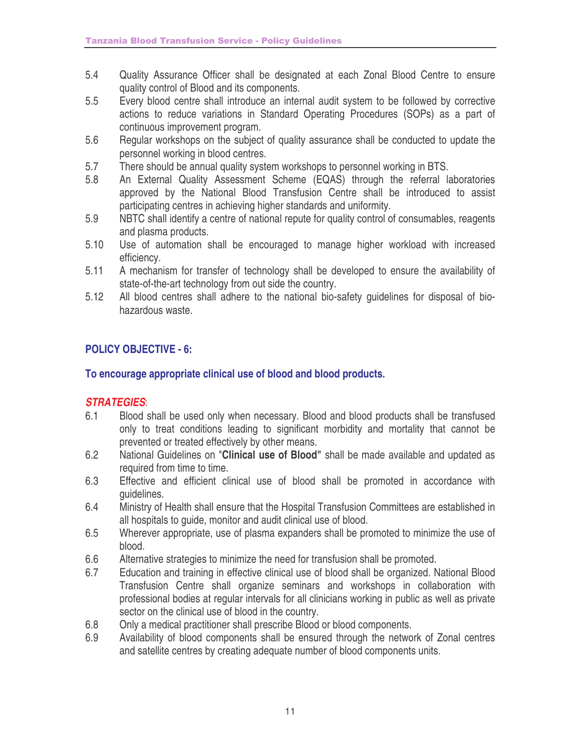5.4 Quality Assurance Officer shall be designated at each Zonal Blood Centre to ensure quality control of Blood and its components.

5.5 Every blood centre shall introduce an internal audit system to be followed by corrective actions to reduce variations in Standard Operating Procedures (SOPs) as a part of continuous improvement program.

5.6 Regular workshops on the subject of quality assurance shall be conducted to update the personnel working in blood centres.

5.7 There should be annual quality system workshops to personnel working in BTS.

5.8 An External Quality Assessment Scheme (EQAS) through the referral laboratories approved by the National Blood Transfusion Centre shall be introduced to assist participating centres in achieving higher standards and uniformity.

5.9 NBTC shall identify a centre of national repute for quality control of consumables, reagents and plasma products.

5.10 Use of automation shall be encouraged to manage higher workload with increased efficiency.

5.11 A mechanism for transfer of technology shall be developed to ensure the availability of state-of-the-art technology from out side the country.

5.12 All blood centres shall adhere to the national bio-safety guidelines for disposal of bio-hazardous waste.

### POLICY OBJECTIVE - 6:

### To encourage appropriate clinical use of blood and blood products.

***STRATEGIES***:

6.1 Blood shall be used only when necessary. Blood and blood products shall be transfused only to treat conditions leading to significant morbidity and mortality that cannot be prevented or treated effectively by other means.

6.2 National Guidelines on "**Clinical use of Blood**" shall be made available and updated as required from time to time.

6.3 Effective and efficient clinical use of blood shall be promoted in accordance with guidelines.

6.4 Ministry of Health shall ensure that the Hospital Transfusion Committees are established in all hospitals to guide, monitor and audit clinical use of blood.

6.5 Wherever appropriate, use of plasma expanders shall be promoted to minimize the use of blood.

6.6 Alternative strategies to minimize the need for transfusion shall be promoted.

6.7 Education and training in effective clinical use of blood shall be organized. National Blood Transfusion Centre shall organize seminars and workshops in collaboration with professional bodies at regular intervals for all clinicians working in public as well as private sector on the clinical use of blood in the country.

6.8 Only a medical practitioner shall prescribe Blood or blood components.

6.9 Availability of blood components shall be ensured through the network of Zonal centres and satellite centres by creating adequate number of blood components units.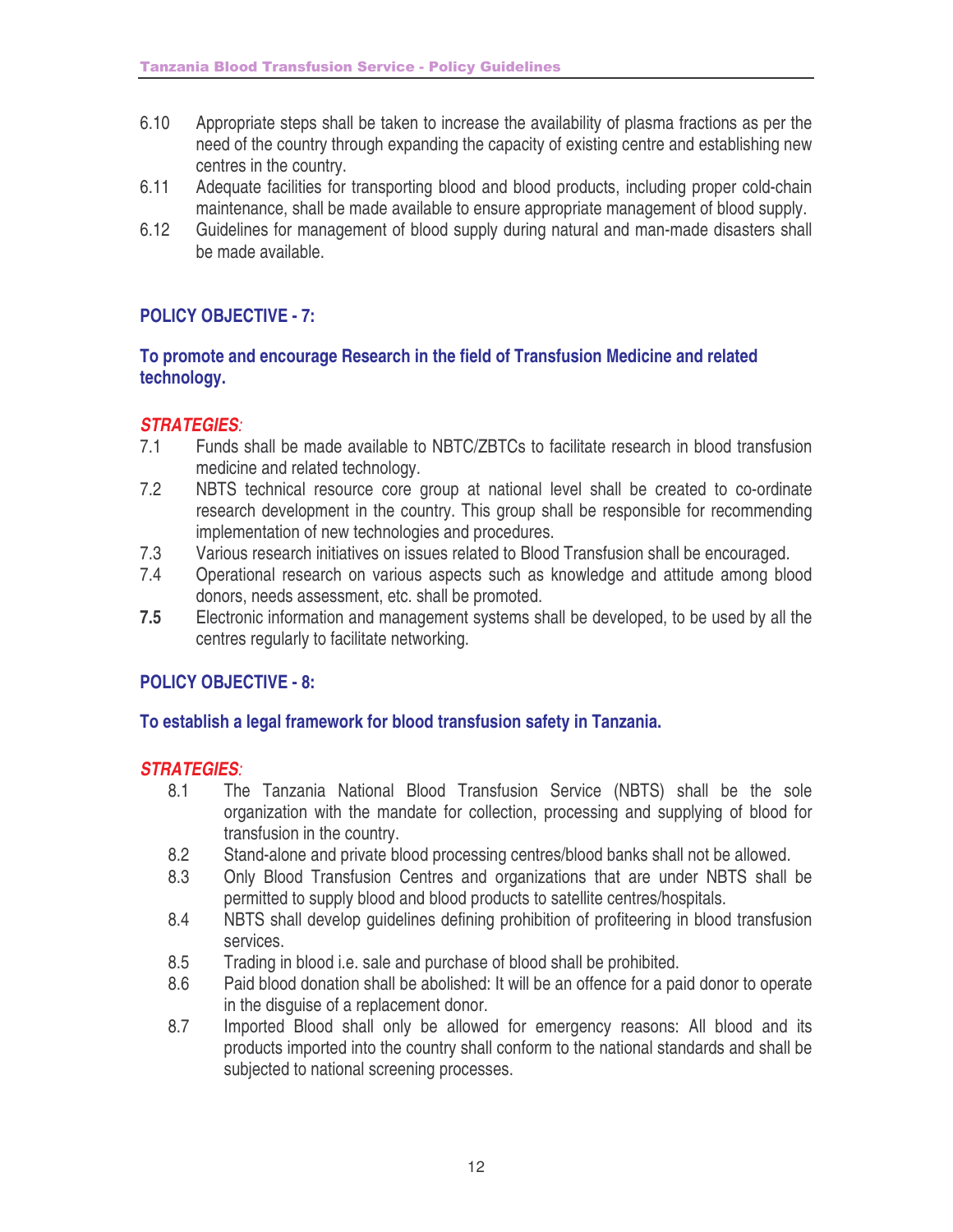6.10 Appropriate steps shall be taken to increase the availability of plasma fractions as per the need of the country through expanding the capacity of existing centre and establishing new centres in the country.

6.11 Adequate facilities for transporting blood and blood products, including proper cold-chain maintenance, shall be made available to ensure appropriate management of blood supply.

6.12 Guidelines for management of blood supply during natural and man-made disasters shall be made available.

## POLICY OBJECTIVE - 7:

### To promote and encourage Research in the field of Transfusion Medicine and related technology.

***STRATEGIES**:*

7.1 Funds shall be made available to NBTC/ZBTCs to facilitate research in blood transfusion medicine and related technology.

7.2 NBTS technical resource core group at national level shall be created to co-ordinate research development in the country. This group shall be responsible for recommending implementation of new technologies and procedures.

7.3 Various research initiatives on issues related to Blood Transfusion shall be encouraged.

7.4 Operational research on various aspects such as knowledge and attitude among blood donors, needs assessment, etc. shall be promoted.

**7.5** Electronic information and management systems shall be developed, to be used by all the centres regularly to facilitate networking.

## POLICY OBJECTIVE - 8:

### To establish a legal framework for blood transfusion safety in Tanzania.

***STRATEGIES**:*

8.1 The Tanzania National Blood Transfusion Service (NBTS) shall be the sole organization with the mandate for collection, processing and supplying of blood for transfusion in the country.

8.2 Stand-alone and private blood processing centres/blood banks shall not be allowed.

8.3 Only Blood Transfusion Centres and organizations that are under NBTS shall be permitted to supply blood and blood products to satellite centres/hospitals.

8.4 NBTS shall develop guidelines defining prohibition of profiteering in blood transfusion services.

8.5 Trading in blood i.e. sale and purchase of blood shall be prohibited.

8.6 Paid blood donation shall be abolished: It will be an offence for a paid donor to operate in the disguise of a replacement donor.

8.7 Imported Blood shall only be allowed for emergency reasons: All blood and its products imported into the country shall conform to the national standards and shall be subjected to national screening processes.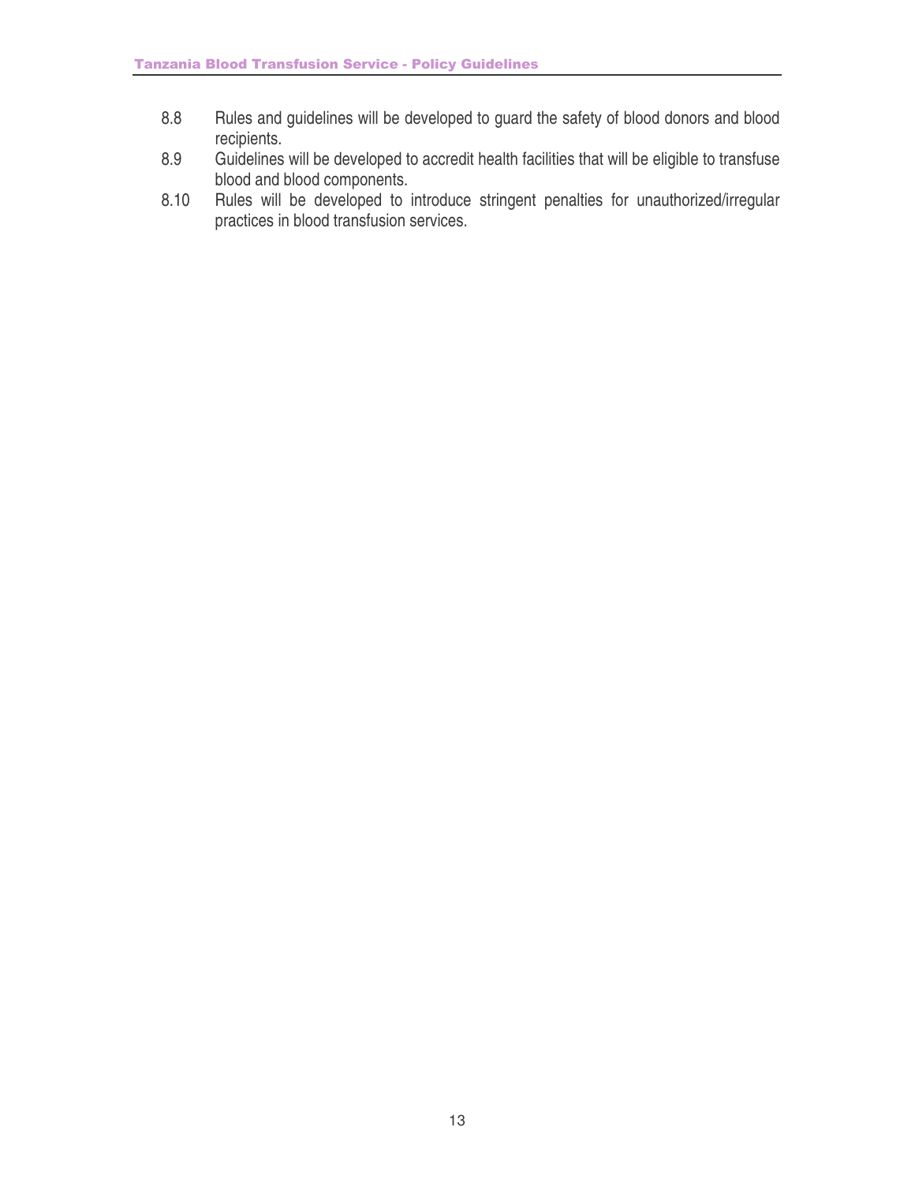8.8 Rules and guidelines will be developed to guard the safety of blood donors and blood recipients.

8.9 Guidelines will be developed to accredit health facilities that will be eligible to transfuse blood and blood components.

8.10 Rules will be developed to introduce stringent penalties for unauthorized/irregular practices in blood transfusion services.